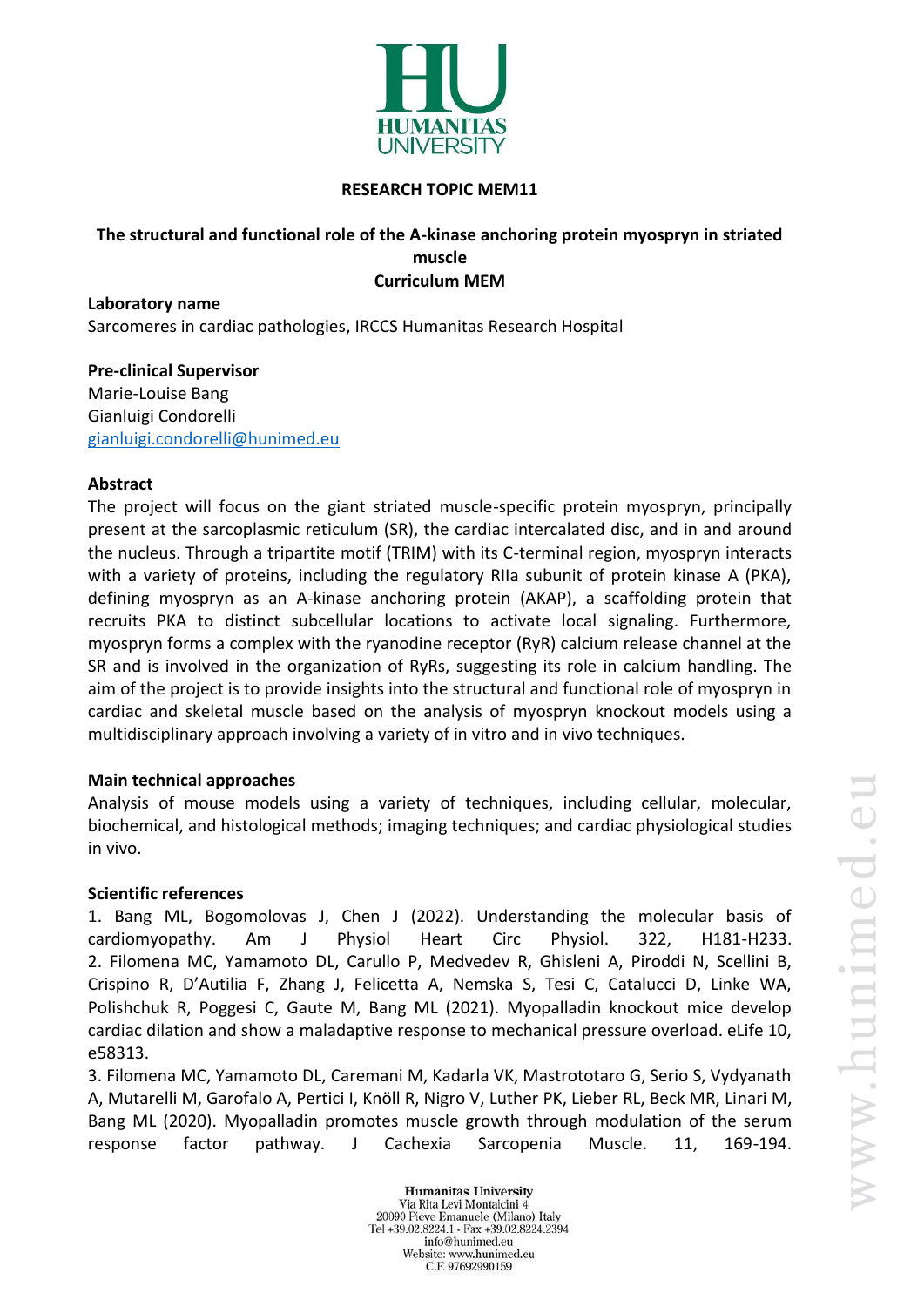**RESEARCH TOPIC MEM11**

# The structural and functional role of the A-kinase anchoring protein myospryn in striated muscle

**Curriculum MEM**

**Laboratory name**

Sarcomeres in cardiac pathologies, IRCCS Humanitas Research Hospital

**Pre-clinical Supervisor**

Marie-Louise Bang
Gianluigi Condorelli
gianluigi.condorelli@hunimed.eu

**Abstract**

The project will focus on the giant striated muscle-specific protein myospryn, principally present at the sarcoplasmic reticulum (SR), the cardiac intercalated disc, and in and around the nucleus. Through a tripartite motif (TRIM) with its C-terminal region, myospryn interacts with a variety of proteins, including the regulatory RIIa subunit of protein kinase A (PKA), defining myospryn as an A-kinase anchoring protein (AKAP), a scaffolding protein that recruits PKA to distinct subcellular locations to activate local signaling. Furthermore, myospryn forms a complex with the ryanodine receptor (RyR) calcium release channel at the SR and is involved in the organization of RyRs, suggesting its role in calcium handling. The aim of the project is to provide insights into the structural and functional role of myospryn in cardiac and skeletal muscle based on the analysis of myospryn knockout models using a multidisciplinary approach involving a variety of in vitro and in vivo techniques.

**Main technical approaches**

Analysis of mouse models using a variety of techniques, including cellular, molecular, biochemical, and histological methods; imaging techniques; and cardiac physiological studies in vivo.

**Scientific references**

1. Bang ML, Bogomolovas J, Chen J (2022). Understanding the molecular basis of cardiomyopathy. Am J Physiol Heart Circ Physiol. 322, H181-H233.
2. Filomena MC, Yamamoto DL, Carullo P, Medvedev R, Ghisleni A, Piroddi N, Scellini B, Crispino R, D'Autilia F, Zhang J, Felicetta A, Nemska S, Tesi C, Catalucci D, Linke WA, Polishchuk R, Poggesi C, Gaute M, Bang ML (2021). Myopalladin knockout mice develop cardiac dilation and show a maladaptive response to mechanical pressure overload. eLife 10, e58313.
3. Filomena MC, Yamamoto DL, Caremani M, Kadarla VK, Mastrototaro G, Serio S, Vydyanath A, Mutarelli M, Garofalo A, Pertici I, Knöll R, Nigro V, Luther PK, Lieber RL, Beck MR, Linari M, Bang ML (2020). Myopalladin promotes muscle growth through modulation of the serum response factor pathway. J Cachexia Sarcopenia Muscle. 11, 169-194.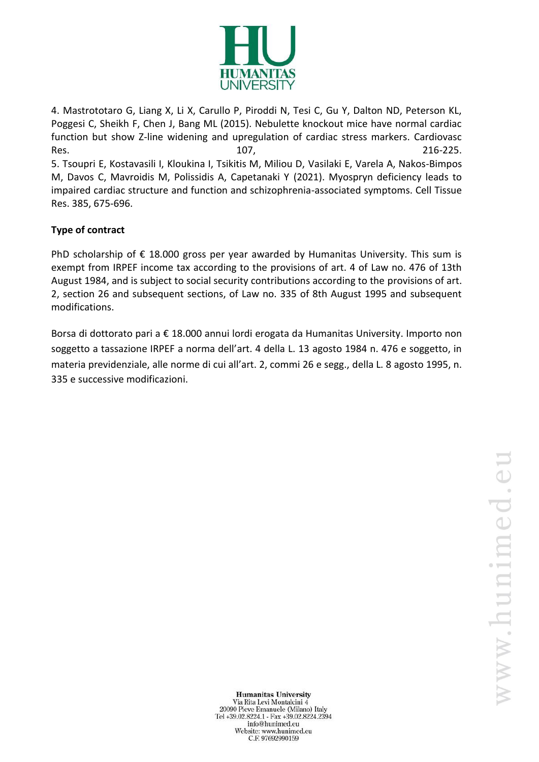4. Mastrototaro G, Liang X, Li X, Carullo P, Piroddi N, Tesi C, Gu Y, Dalton ND, Peterson KL, Poggesi C, Sheikh F, Chen J, Bang ML (2015). Nebulette knockout mice have normal cardiac function but show Z-line widening and upregulation of cardiac stress markers. Cardiovasc Res. 107, 216-225.

5. Tsoupri E, Kostavasili I, Kloukina I, Tsikitis M, Miliou D, Vasilaki E, Varela A, Nakos-Bimpos M, Davos C, Mavroidis M, Polissidis A, Capetanaki Y (2021). Myospryn deficiency leads to impaired cardiac structure and function and schizophrenia-associated symptoms. Cell Tissue Res. 385, 675-696.

**Type of contract**

PhD scholarship of € 18.000 gross per year awarded by Humanitas University. This sum is exempt from IRPEF income tax according to the provisions of art. 4 of Law no. 476 of 13th August 1984, and is subject to social security contributions according to the provisions of art. 2, section 26 and subsequent sections, of Law no. 335 of 8th August 1995 and subsequent modifications.

Borsa di dottorato pari a € 18.000 annui lordi erogata da Humanitas University. Importo non soggetto a tassazione IRPEF a norma dell'art. 4 della L. 13 agosto 1984 n. 476 e soggetto, in materia previdenziale, alle norme di cui all'art. 2, commi 26 e segg., della L. 8 agosto 1995, n. 335 e successive modificazioni.